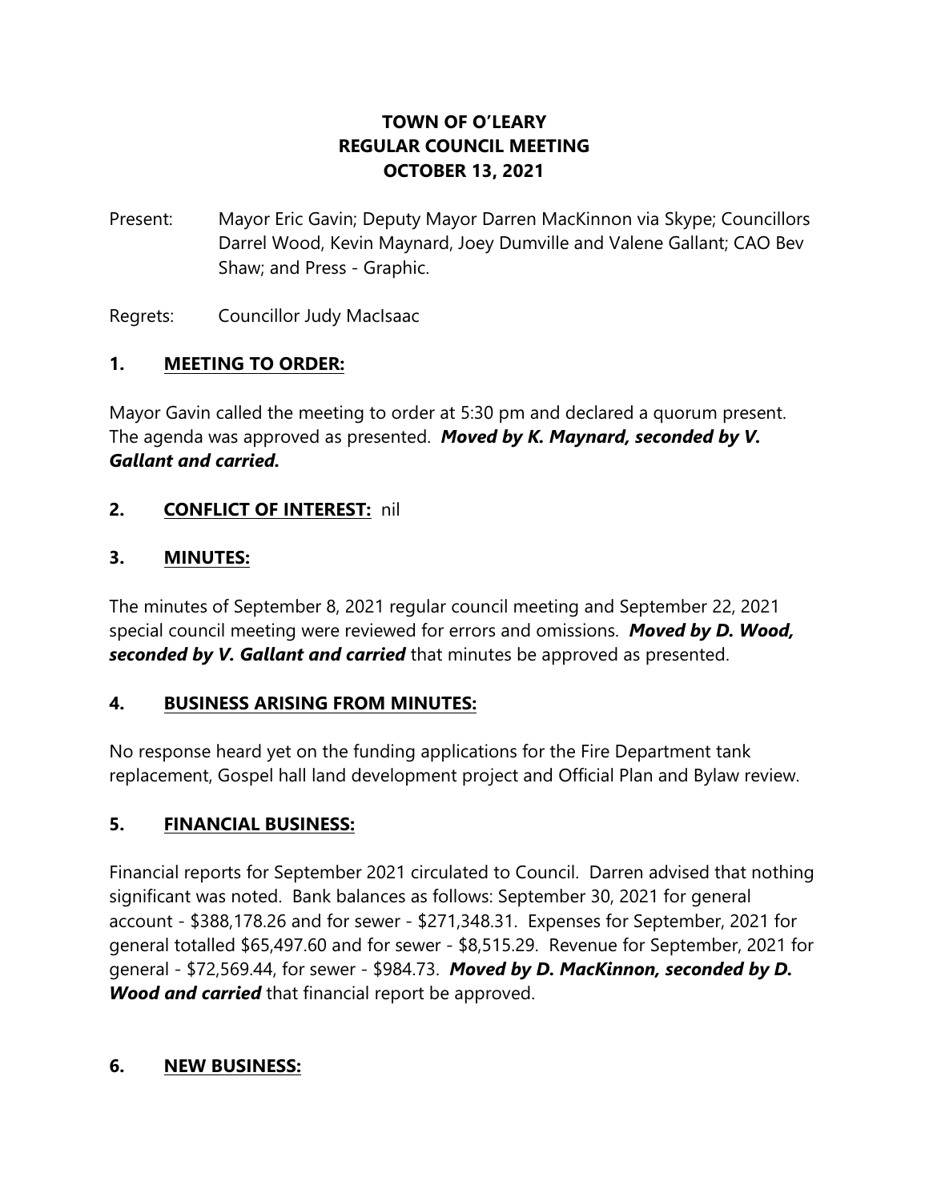# TOWN OF O'LEARY
# REGULAR COUNCIL MEETING
# OCTOBER 13, 2021

Present: Mayor Eric Gavin; Deputy Mayor Darren MacKinnon via Skype; Councillors Darrel Wood, Kevin Maynard, Joey Dumville and Valene Gallant; CAO Bev Shaw; and Press - Graphic.

Regrets: Councillor Judy MacIsaac

## 1. MEETING TO ORDER:

Mayor Gavin called the meeting to order at 5:30 pm and declared a quorum present. The agenda was approved as presented. ***Moved by K. Maynard, seconded by V. Gallant and carried.***

## 2. CONFLICT OF INTEREST: nil

## 3. MINUTES:

The minutes of September 8, 2021 regular council meeting and September 22, 2021 special council meeting were reviewed for errors and omissions. ***Moved by D. Wood, seconded by V. Gallant and carried*** that minutes be approved as presented.

## 4. BUSINESS ARISING FROM MINUTES:

No response heard yet on the funding applications for the Fire Department tank replacement, Gospel hall land development project and Official Plan and Bylaw review.

## 5. FINANCIAL BUSINESS:

Financial reports for September 2021 circulated to Council. Darren advised that nothing significant was noted. Bank balances as follows: September 30, 2021 for general account - $388,178.26 and for sewer - $271,348.31. Expenses for September, 2021 for general totalled $65,497.60 and for sewer - $8,515.29. Revenue for September, 2021 for general - $72,569.44, for sewer - $984.73. ***Moved by D. MacKinnon, seconded by D. Wood and carried*** that financial report be approved.

## 6. NEW BUSINESS: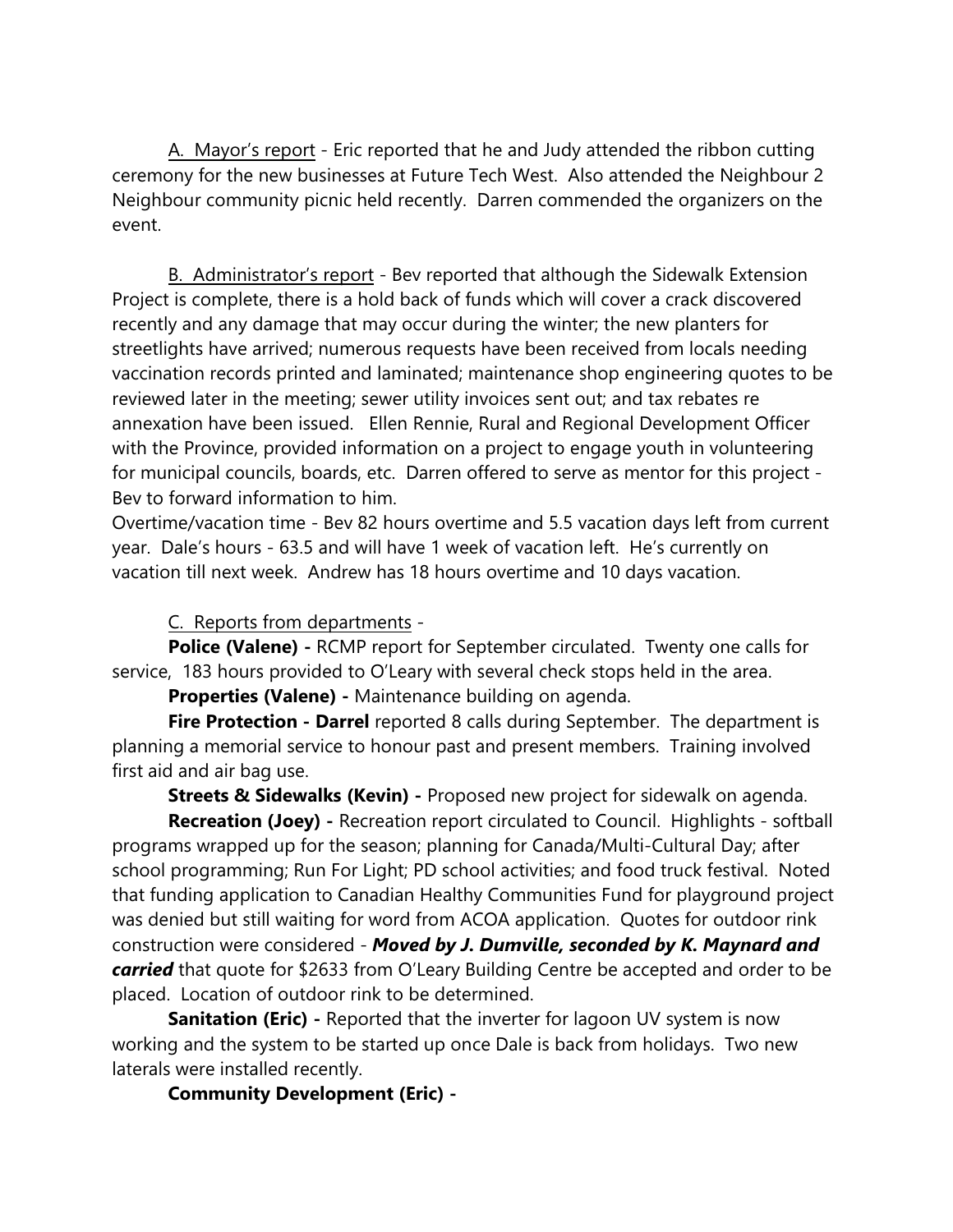A. <u>Mayor's report</u> - Eric reported that he and Judy attended the ribbon cutting ceremony for the new businesses at Future Tech West. Also attended the Neighbour 2 Neighbour community picnic held recently. Darren commended the organizers on the event.

B. <u>Administrator's report</u> - Bev reported that although the Sidewalk Extension Project is complete, there is a hold back of funds which will cover a crack discovered recently and any damage that may occur during the winter; the new planters for streetlights have arrived; numerous requests have been received from locals needing vaccination records printed and laminated; maintenance shop engineering quotes to be reviewed later in the meeting; sewer utility invoices sent out; and tax rebates re annexation have been issued. Ellen Rennie, Rural and Regional Development Officer with the Province, provided information on a project to engage youth in volunteering for municipal councils, boards, etc. Darren offered to serve as mentor for this project - Bev to forward information to him.

Overtime/vacation time - Bev 82 hours overtime and 5.5 vacation days left from current year. Dale's hours - 63.5 and will have 1 week of vacation left. He's currently on vacation till next week. Andrew has 18 hours overtime and 10 days vacation.

C. <u>Reports from departments</u> -

**Police (Valene) -** RCMP report for September circulated. Twenty one calls for service, 183 hours provided to O'Leary with several check stops held in the area.

**Properties (Valene) -** Maintenance building on agenda.

**Fire Protection - Darrel** reported 8 calls during September. The department is planning a memorial service to honour past and present members. Training involved first aid and air bag use.

**Streets & Sidewalks (Kevin) -** Proposed new project for sidewalk on agenda.

**Recreation (Joey) -** Recreation report circulated to Council. Highlights - softball programs wrapped up for the season; planning for Canada/Multi-Cultural Day; after school programming; Run For Light; PD school activities; and food truck festival. Noted that funding application to Canadian Healthy Communities Fund for playground project was denied but still waiting for word from ACOA application. Quotes for outdoor rink construction were considered - ***Moved by J. Dumville, seconded by K. Maynard and carried*** that quote for $2633 from O'Leary Building Centre be accepted and order to be placed. Location of outdoor rink to be determined.

**Sanitation (Eric) -** Reported that the inverter for lagoon UV system is now working and the system to be started up once Dale is back from holidays. Two new laterals were installed recently.

**Community Development (Eric) -**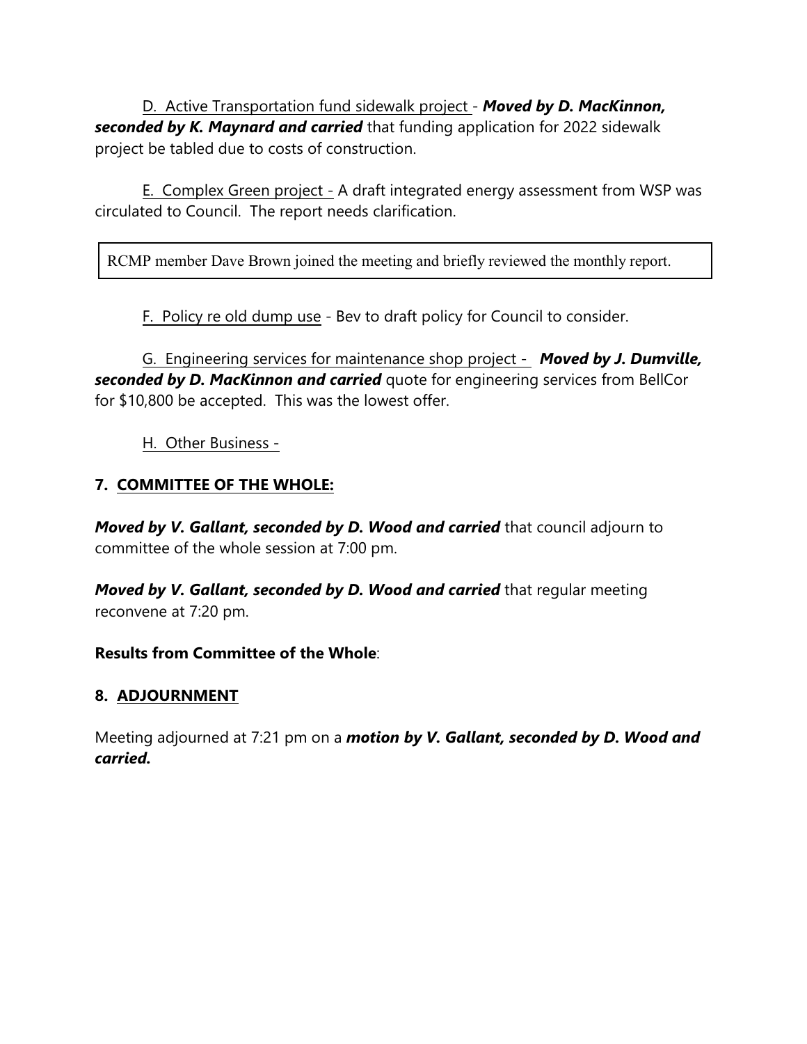D. Active Transportation fund sidewalk project - ***Moved by D. MacKinnon, seconded by K. Maynard and carried*** that funding application for 2022 sidewalk project be tabled due to costs of construction.

E. Complex Green project - A draft integrated energy assessment from WSP was circulated to Council. The report needs clarification.

RCMP member Dave Brown joined the meeting and briefly reviewed the monthly report.

F. Policy re old dump use - Bev to draft policy for Council to consider.

G. Engineering services for maintenance shop project - ***Moved by J. Dumville, seconded by D. MacKinnon and carried*** quote for engineering services from BellCor for $10,800 be accepted. This was the lowest offer.

H. Other Business -

## 7. COMMITTEE OF THE WHOLE:

***Moved by V. Gallant, seconded by D. Wood and carried*** that council adjourn to committee of the whole session at 7:00 pm.

***Moved by V. Gallant, seconded by D. Wood and carried*** that regular meeting reconvene at 7:20 pm.

**Results from Committee of the Whole**:

## 8. ADJOURNMENT

Meeting adjourned at 7:21 pm on a ***motion by V. Gallant, seconded by D. Wood and carried.***